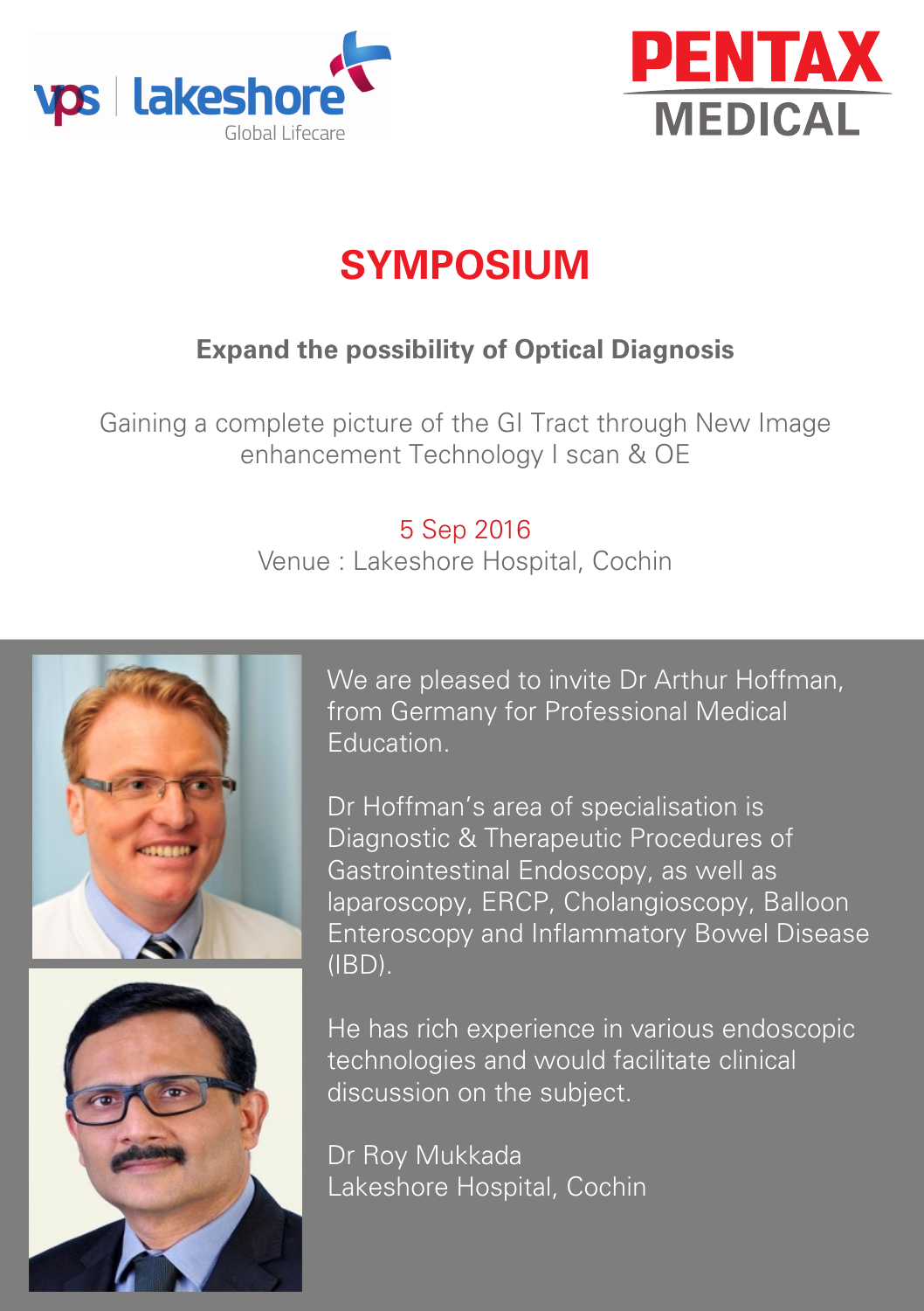vps | lakeshore
Global Lifecare

PENTAX
MEDICAL

# SYMPOSIUM

**Expand the possibility of Optical Diagnosis**

Gaining a complete picture of the GI Tract through New Image enhancement Technology I scan & OE

5 Sep 2016
Venue : Lakeshore Hospital, Cochin

We are pleased to invite Dr Arthur Hoffman, from Germany for Professional Medical Education.

Dr Hoffman's area of specialisation is Diagnostic & Therapeutic Procedures of Gastrointestinal Endoscopy, as well as laparoscopy, ERCP, Cholangioscopy, Balloon Enteroscopy and Inflammatory Bowel Disease (IBD).

He has rich experience in various endoscopic technologies and would facilitate clinical discussion on the subject.

Dr Roy Mukkada
Lakeshore Hospital, Cochin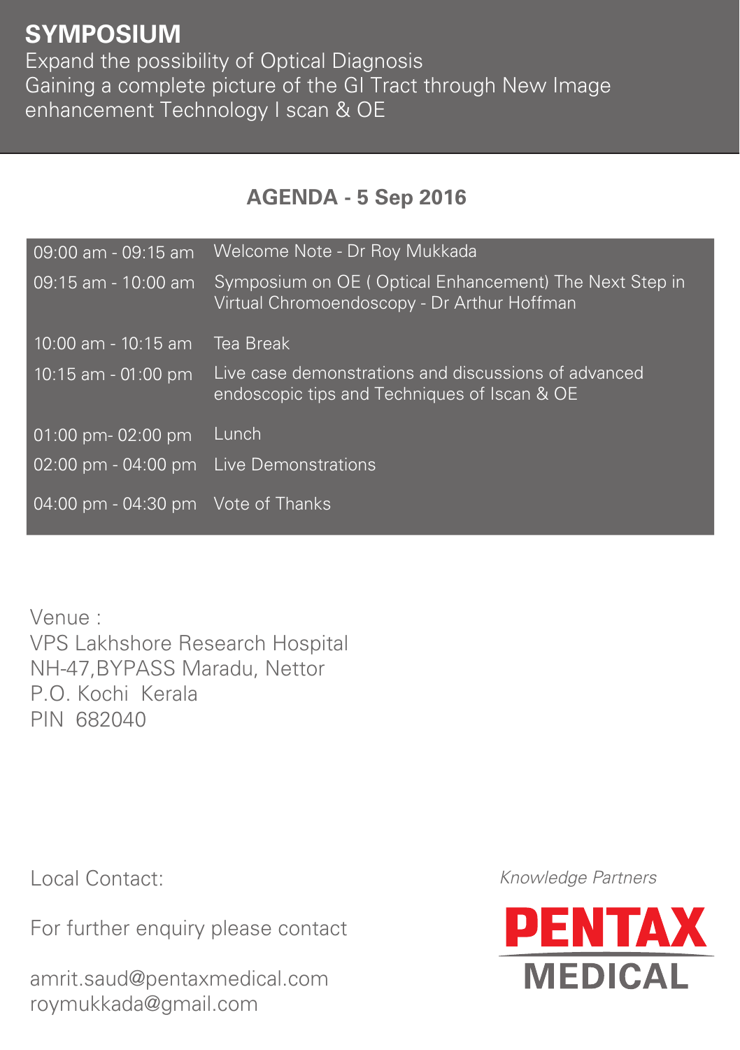# SYMPOSIUM

Expand the possibility of Optical Diagnosis
Gaining a complete picture of the GI Tract through New Image enhancement Technology I scan & OE

## AGENDA - 5 Sep 2016

| | |
|---|---|
| 09:00 am - 09:15 am | Welcome Note - Dr Roy Mukkada |
| 09:15 am - 10:00 am | Symposium on OE ( Optical Enhancement) The Next Step in Virtual Chromoendoscopy - Dr Arthur Hoffman |
| 10:00 am - 10:15 am | Tea Break |
| 10:15 am - 01:00 pm | Live case demonstrations and discussions of advanced endoscopic tips and Techniques of Iscan & OE |
| 01:00 pm- 02:00 pm | Lunch |
| 02:00 pm - 04:00 pm | Live Demonstrations |
| 04:00 pm - 04:30 pm | Vote of Thanks |

Venue :
VPS Lakhshore Research Hospital
NH-47,BYPASS Maradu, Nettor
P.O. Kochi Kerala
PIN 682040

Local Contact:

For further enquiry please contact

amrit.saud@pentaxmedical.com
roymukkada@gmail.com

*Knowledge Partners*

PENTAX MEDICAL